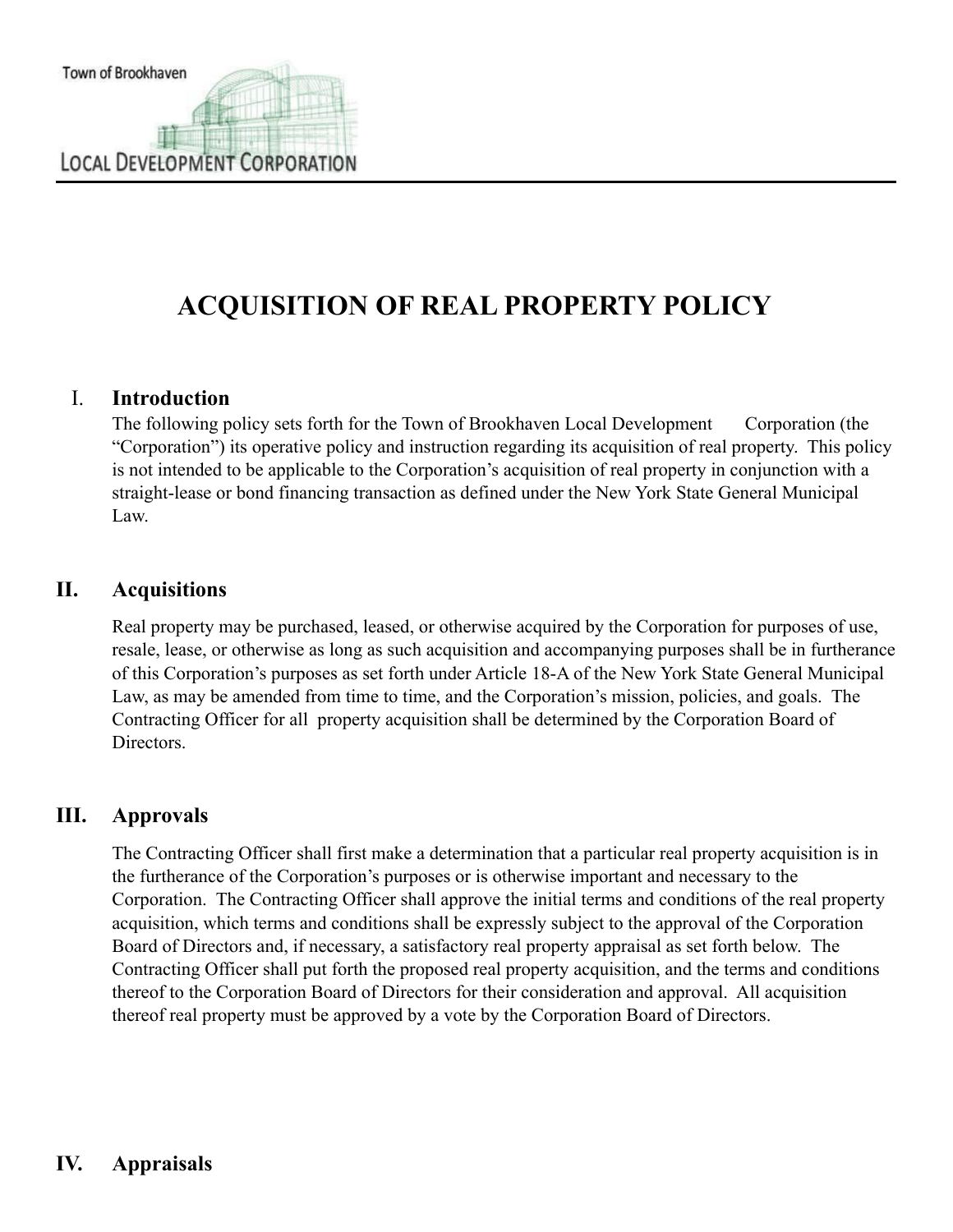Town of Brookhaven

LOCAL DEVELOPMENT CORPORATION

# ACQUISITION OF REAL PROPERTY POLICY

## I. Introduction

The following policy sets forth for the Town of Brookhaven Local Development Corporation (the "Corporation") its operative policy and instruction regarding its acquisition of real property. This policy is not intended to be applicable to the Corporation's acquisition of real property in conjunction with a straight-lease or bond financing transaction as defined under the New York State General Municipal Law.

## II. Acquisitions

Real property may be purchased, leased, or otherwise acquired by the Corporation for purposes of use, resale, lease, or otherwise as long as such acquisition and accompanying purposes shall be in furtherance of this Corporation's purposes as set forth under Article 18-A of the New York State General Municipal Law, as may be amended from time to time, and the Corporation's mission, policies, and goals. The Contracting Officer for all property acquisition shall be determined by the Corporation Board of Directors.

## III. Approvals

The Contracting Officer shall first make a determination that a particular real property acquisition is in the furtherance of the Corporation's purposes or is otherwise important and necessary to the Corporation. The Contracting Officer shall approve the initial terms and conditions of the real property acquisition, which terms and conditions shall be expressly subject to the approval of the Corporation Board of Directors and, if necessary, a satisfactory real property appraisal as set forth below. The Contracting Officer shall put forth the proposed real property acquisition, and the terms and conditions thereof to the Corporation Board of Directors for their consideration and approval. All acquisition thereof real property must be approved by a vote by the Corporation Board of Directors.

## IV. Appraisals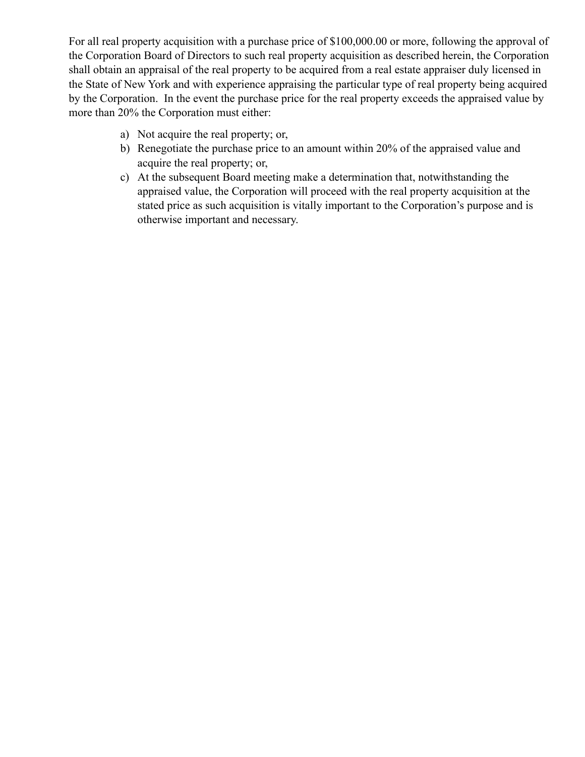For all real property acquisition with a purchase price of $100,000.00 or more, following the approval of the Corporation Board of Directors to such real property acquisition as described herein, the Corporation shall obtain an appraisal of the real property to be acquired from a real estate appraiser duly licensed in the State of New York and with experience appraising the particular type of real property being acquired by the Corporation. In the event the purchase price for the real property exceeds the appraised value by more than 20% the Corporation must either:

a) Not acquire the real property; or,
b) Renegotiate the purchase price to an amount within 20% of the appraised value and acquire the real property; or,
c) At the subsequent Board meeting make a determination that, notwithstanding the appraised value, the Corporation will proceed with the real property acquisition at the stated price as such acquisition is vitally important to the Corporation's purpose and is otherwise important and necessary.